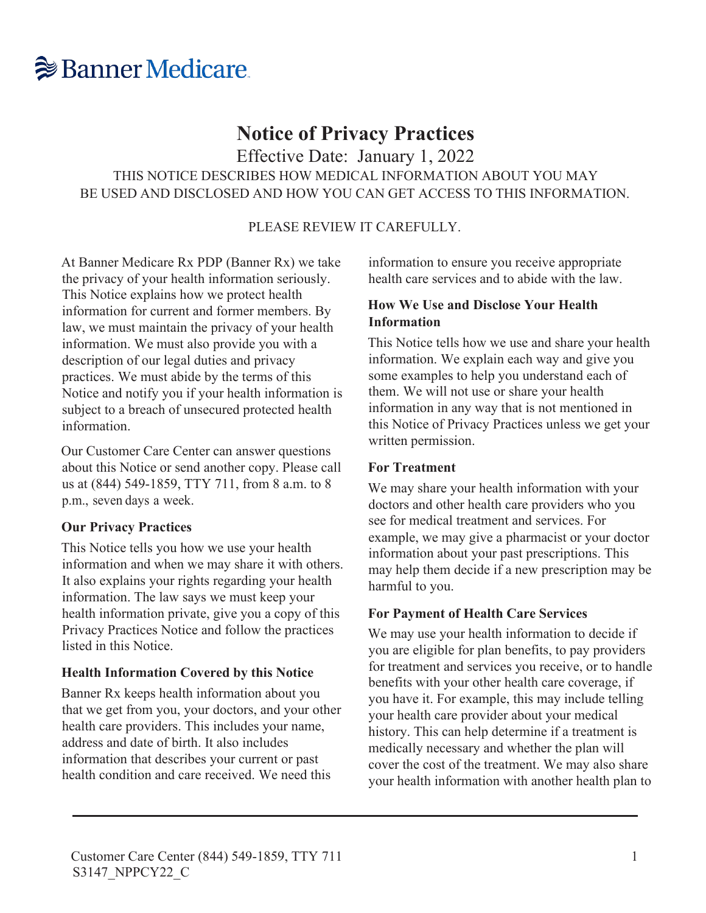Banner Medicare

# Notice of Privacy Practices

Effective Date: January 1, 2022

THIS NOTICE DESCRIBES HOW MEDICAL INFORMATION ABOUT YOU MAY BE USED AND DISCLOSED AND HOW YOU CAN GET ACCESS TO THIS INFORMATION.

PLEASE REVIEW IT CAREFULLY.

At Banner Medicare Rx PDP (Banner Rx) we take the privacy of your health information seriously. This Notice explains how we protect health information for current and former members. By law, we must maintain the privacy of your health information. We must also provide you with a description of our legal duties and privacy practices. We must abide by the terms of this Notice and notify you if your health information is subject to a breach of unsecured protected health information.

Our Customer Care Center can answer questions about this Notice or send another copy. Please call us at (844) 549-1859, TTY 711, from 8 a.m. to 8 p.m., seven days a week.

### Our Privacy Practices

This Notice tells you how we use your health information and when we may share it with others. It also explains your rights regarding your health information. The law says we must keep your health information private, give you a copy of this Privacy Practices Notice and follow the practices listed in this Notice.

### Health Information Covered by this Notice

Banner Rx keeps health information about you that we get from you, your doctors, and your other health care providers. This includes your name, address and date of birth. It also includes information that describes your current or past health condition and care received. We need this information to ensure you receive appropriate health care services and to abide with the law.

### How We Use and Disclose Your Health Information

This Notice tells how we use and share your health information. We explain each way and give you some examples to help you understand each of them. We will not use or share your health information in any way that is not mentioned in this Notice of Privacy Practices unless we get your written permission.

### For Treatment

We may share your health information with your doctors and other health care providers who you see for medical treatment and services. For example, we may give a pharmacist or your doctor information about your past prescriptions. This may help them decide if a new prescription may be harmful to you.

### For Payment of Health Care Services

We may use your health information to decide if you are eligible for plan benefits, to pay providers for treatment and services you receive, or to handle benefits with your other health care coverage, if you have it. For example, this may include telling your health care provider about your medical history. This can help determine if a treatment is medically necessary and whether the plan will cover the cost of the treatment. We may also share your health information with another health plan to

Customer Care Center (844) 549-1859, TTY 711
S3147_NPPCY22_C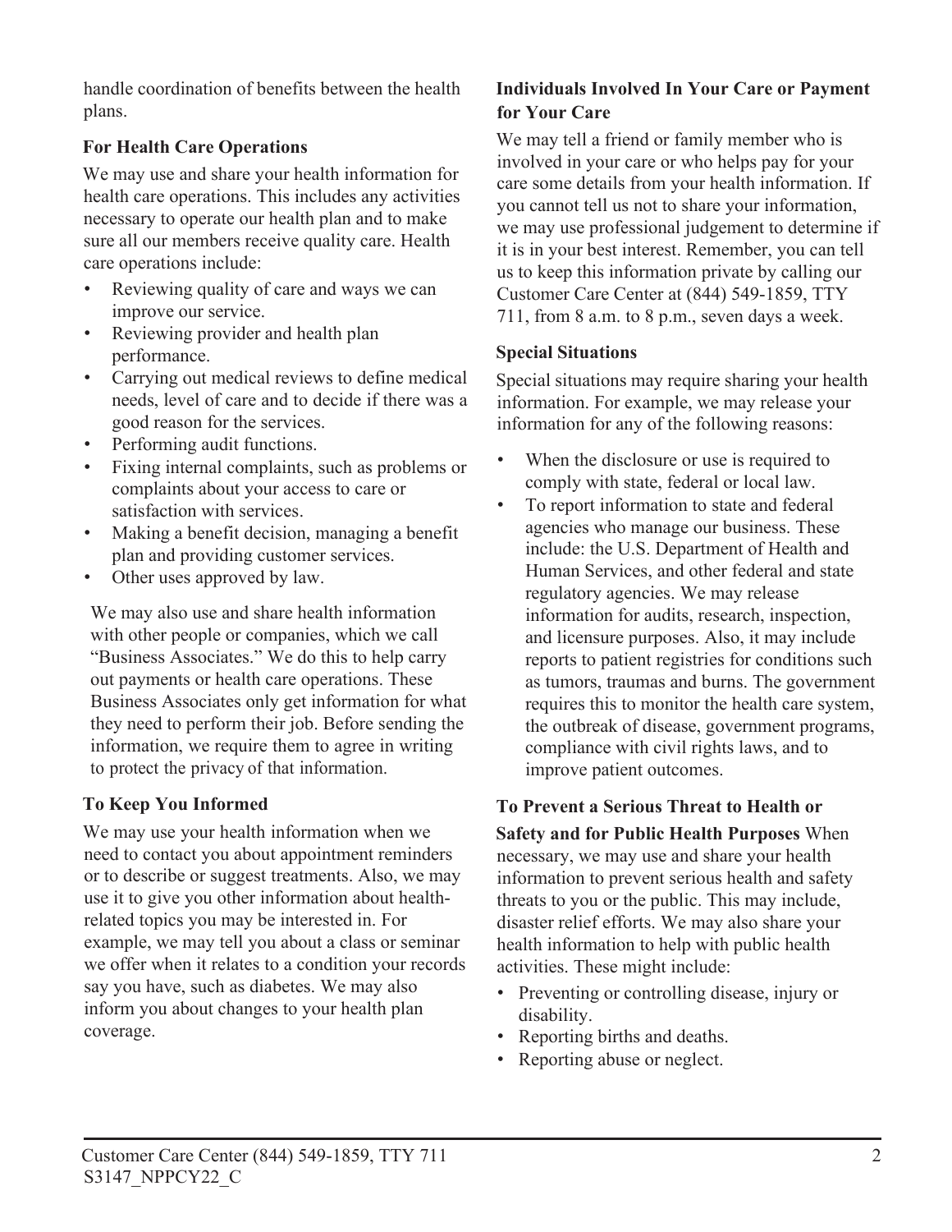handle coordination of benefits between the health plans.

### For Health Care Operations

We may use and share your health information for health care operations. This includes any activities necessary to operate our health plan and to make sure all our members receive quality care. Health care operations include:

- Reviewing quality of care and ways we can improve our service.
- Reviewing provider and health plan performance.
- Carrying out medical reviews to define medical needs, level of care and to decide if there was a good reason for the services.
- Performing audit functions.
- Fixing internal complaints, such as problems or complaints about your access to care or satisfaction with services.
- Making a benefit decision, managing a benefit plan and providing customer services.
- Other uses approved by law.

We may also use and share health information with other people or companies, which we call "Business Associates." We do this to help carry out payments or health care operations. These Business Associates only get information for what they need to perform their job. Before sending the information, we require them to agree in writing to protect the privacy of that information.

### To Keep You Informed

We may use your health information when we need to contact you about appointment reminders or to describe or suggest treatments. Also, we may use it to give you other information about health-related topics you may be interested in. For example, we may tell you about a class or seminar we offer when it relates to a condition your records say you have, such as diabetes. We may also inform you about changes to your health plan coverage.

### Individuals Involved In Your Care or Payment for Your Care

We may tell a friend or family member who is involved in your care or who helps pay for your care some details from your health information. If you cannot tell us not to share your information, we may use professional judgement to determine if it is in your best interest. Remember, you can tell us to keep this information private by calling our Customer Care Center at (844) 549-1859, TTY 711, from 8 a.m. to 8 p.m., seven days a week.

### Special Situations

Special situations may require sharing your health information. For example, we may release your information for any of the following reasons:

- When the disclosure or use is required to comply with state, federal or local law.
- To report information to state and federal agencies who manage our business. These include: the U.S. Department of Health and Human Services, and other federal and state regulatory agencies. We may release information for audits, research, inspection, and licensure purposes. Also, it may include reports to patient registries for conditions such as tumors, traumas and burns. The government requires this to monitor the health care system, the outbreak of disease, government programs, compliance with civil rights laws, and to improve patient outcomes.

### To Prevent a Serious Threat to Health or Safety and for Public Health Purposes

When necessary, we may use and share your health information to prevent serious health and safety threats to you or the public. This may include, disaster relief efforts. We may also share your health information to help with public health activities. These might include:

- Preventing or controlling disease, injury or disability.
- Reporting births and deaths.
- Reporting abuse or neglect.

Customer Care Center (844) 549-1859, TTY 711
S3147_NPPCY22_C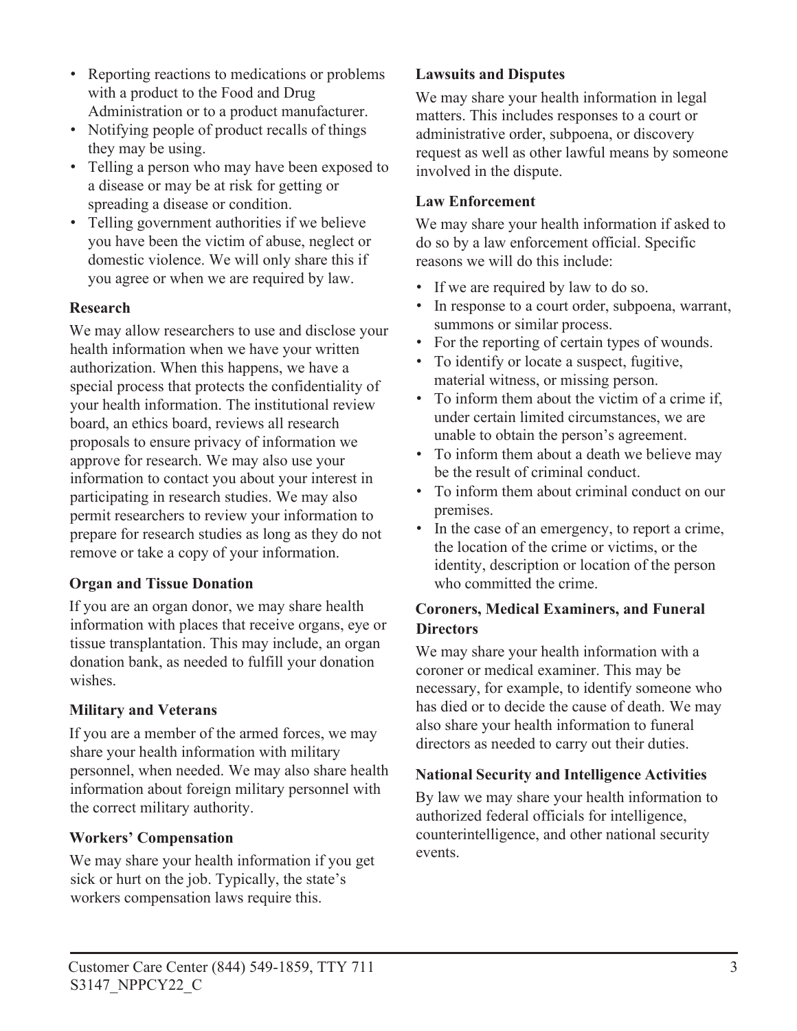- Reporting reactions to medications or problems with a product to the Food and Drug Administration or to a product manufacturer.
- Notifying people of product recalls of things they may be using.
- Telling a person who may have been exposed to a disease or may be at risk for getting or spreading a disease or condition.
- Telling government authorities if we believe you have been the victim of abuse, neglect or domestic violence. We will only share this if you agree or when we are required by law.

**Research**

We may allow researchers to use and disclose your health information when we have your written authorization. When this happens, we have a special process that protects the confidentiality of your health information. The institutional review board, an ethics board, reviews all research proposals to ensure privacy of information we approve for research. We may also use your information to contact you about your interest in participating in research studies. We may also permit researchers to review your information to prepare for research studies as long as they do not remove or take a copy of your information.

**Organ and Tissue Donation**

If you are an organ donor, we may share health information with places that receive organs, eye or tissue transplantation. This may include, an organ donation bank, as needed to fulfill your donation wishes.

**Military and Veterans**

If you are a member of the armed forces, we may share your health information with military personnel, when needed. We may also share health information about foreign military personnel with the correct military authority.

**Workers' Compensation**

We may share your health information if you get sick or hurt on the job. Typically, the state's workers compensation laws require this.

**Lawsuits and Disputes**

We may share your health information in legal matters. This includes responses to a court or administrative order, subpoena, or discovery request as well as other lawful means by someone involved in the dispute.

**Law Enforcement**

We may share your health information if asked to do so by a law enforcement official. Specific reasons we will do this include:

- If we are required by law to do so.
- In response to a court order, subpoena, warrant, summons or similar process.
- For the reporting of certain types of wounds.
- To identify or locate a suspect, fugitive, material witness, or missing person.
- To inform them about the victim of a crime if, under certain limited circumstances, we are unable to obtain the person's agreement.
- To inform them about a death we believe may be the result of criminal conduct.
- To inform them about criminal conduct on our premises.
- In the case of an emergency, to report a crime, the location of the crime or victims, or the identity, description or location of the person who committed the crime.

**Coroners, Medical Examiners, and Funeral Directors**

We may share your health information with a coroner or medical examiner. This may be necessary, for example, to identify someone who has died or to decide the cause of death. We may also share your health information to funeral directors as needed to carry out their duties.

**National Security and Intelligence Activities**

By law we may share your health information to authorized federal officials for intelligence, counterintelligence, and other national security events.

Customer Care Center (844) 549-1859, TTY 711
S3147_NPPCY22_C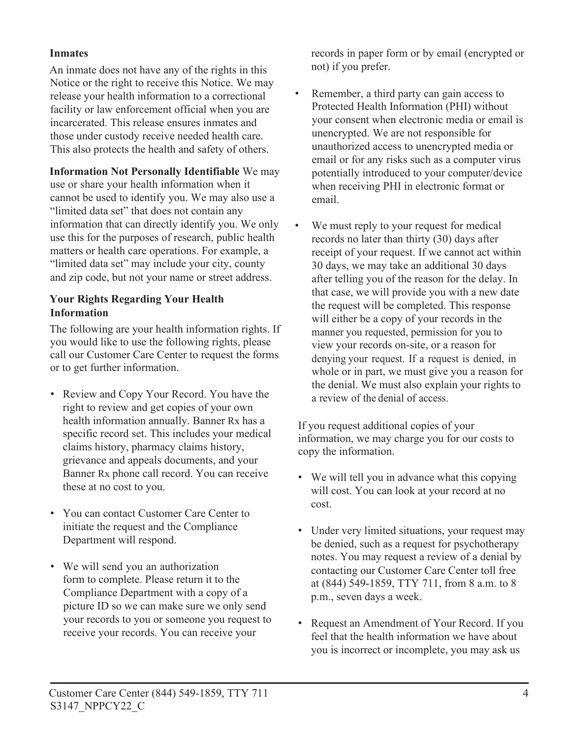**Inmates**

An inmate does not have any of the rights in this Notice or the right to receive this Notice. We may release your health information to a correctional facility or law enforcement official when you are incarcerated. This release ensures inmates and those under custody receive needed health care. This also protects the health and safety of others.

**Information Not Personally Identifiable** We may use or share your health information when it cannot be used to identify you. We may also use a "limited data set" that does not contain any information that can directly identify you. We only use this for the purposes of research, public health matters or health care operations. For example, a "limited data set" may include your city, county and zip code, but not your name or street address.

**Your Rights Regarding Your Health Information**

The following are your health information rights. If you would like to use the following rights, please call our Customer Care Center to request the forms or to get further information.

- Review and Copy Your Record. You have the right to review and get copies of your own health information annually. Banner Rx has a specific record set. This includes your medical claims history, pharmacy claims history, grievance and appeals documents, and your Banner Rx phone call record. You can receive these at no cost to you.
- You can contact Customer Care Center to initiate the request and the Compliance Department will respond.
- We will send you an authorization form to complete. Please return it to the Compliance Department with a copy of a picture ID so we can make sure we only send your records to you or someone you request to receive your records. You can receive your records in paper form or by email (encrypted or not) if you prefer.
- Remember, a third party can gain access to Protected Health Information (PHI) without your consent when electronic media or email is unencrypted. We are not responsible for unauthorized access to unencrypted media or email or for any risks such as a computer virus potentially introduced to your computer/device when receiving PHI in electronic format or email.
- We must reply to your request for medical records no later than thirty (30) days after receipt of your request. If we cannot act within 30 days, we may take an additional 30 days after telling you of the reason for the delay. In that case, we will provide you with a new date the request will be completed. This response will either be a copy of your records in the manner you requested, permission for you to view your records on-site, or a reason for denying your request. If a request is denied, in whole or in part, we must give you a reason for the denial. We must also explain your rights to a review of the denial of access.

If you request additional copies of your information, we may charge you for our costs to copy the information.

- We will tell you in advance what this copying will cost. You can look at your record at no cost.
- Under very limited situations, your request may be denied, such as a request for psychotherapy notes. You may request a review of a denial by contacting our Customer Care Center toll free at (844) 549-1859, TTY 711, from 8 a.m. to 8 p.m., seven days a week.
- Request an Amendment of Your Record. If you feel that the health information we have about you is incorrect or incomplete, you may ask us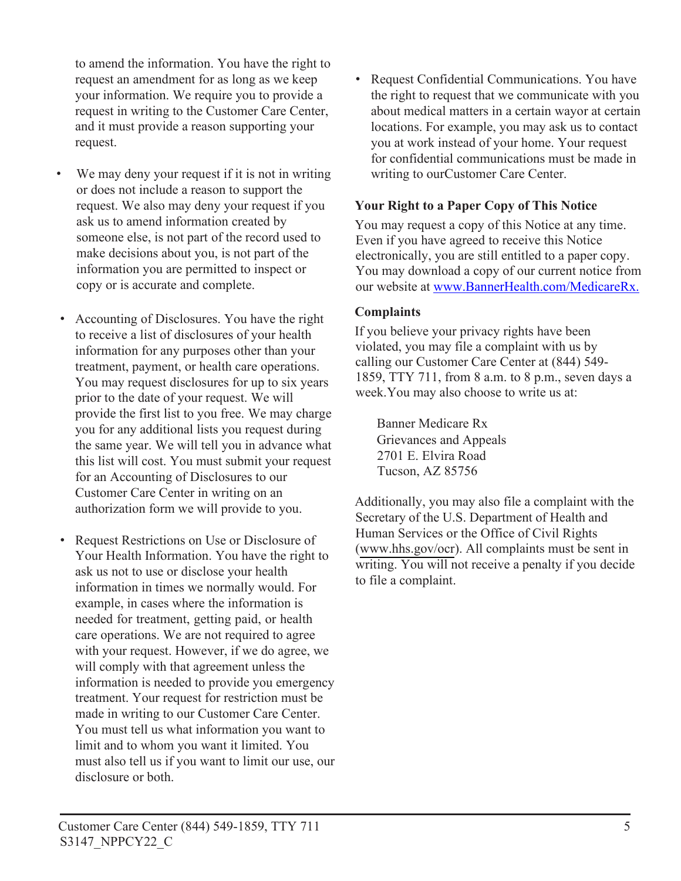to amend the information. You have the right to request an amendment for as long as we keep your information. We require you to provide a request in writing to the Customer Care Center, and it must provide a reason supporting your request.

- We may deny your request if it is not in writing or does not include a reason to support the request. We also may deny your request if you ask us to amend information created by someone else, is not part of the record used to make decisions about you, is not part of the information you are permitted to inspect or copy or is accurate and complete.

- Accounting of Disclosures. You have the right to receive a list of disclosures of your health information for any purposes other than your treatment, payment, or health care operations. You may request disclosures for up to six years prior to the date of your request. We will provide the first list to you free. We may charge you for any additional lists you request during the same year. We will tell you in advance what this list will cost. You must submit your request for an Accounting of Disclosures to our Customer Care Center in writing on an authorization form we will provide to you.

- Request Restrictions on Use or Disclosure of Your Health Information. You have the right to ask us not to use or disclose your health information in times we normally would. For example, in cases where the information is needed for treatment, getting paid, or health care operations. We are not required to agree with your request. However, if we do agree, we will comply with that agreement unless the information is needed to provide you emergency treatment. Your request for restriction must be made in writing to our Customer Care Center. You must tell us what information you want to limit and to whom you want it limited. You must also tell us if you want to limit our use, our disclosure or both.

- Request Confidential Communications. You have the right to request that we communicate with you about medical matters in a certain wayor at certain locations. For example, you may ask us to contact you at work instead of your home. Your request for confidential communications must be made in writing to ourCustomer Care Center.

### Your Right to a Paper Copy of This Notice

You may request a copy of this Notice at any time. Even if you have agreed to receive this Notice electronically, you are still entitled to a paper copy. You may download a copy of our current notice from our website at www.BannerHealth.com/MedicareRx.

### Complaints

If you believe your privacy rights have been violated, you may file a complaint with us by calling our Customer Care Center at (844) 549-1859, TTY 711, from 8 a.m. to 8 p.m., seven days a week.You may also choose to write us at:

Banner Medicare Rx
Grievances and Appeals
2701 E. Elvira Road
Tucson, AZ 85756

Additionally, you may also file a complaint with the Secretary of the U.S. Department of Health and Human Services or the Office of Civil Rights (www.hhs.gov/ocr). All complaints must be sent in writing. You will not receive a penalty if you decide to file a complaint.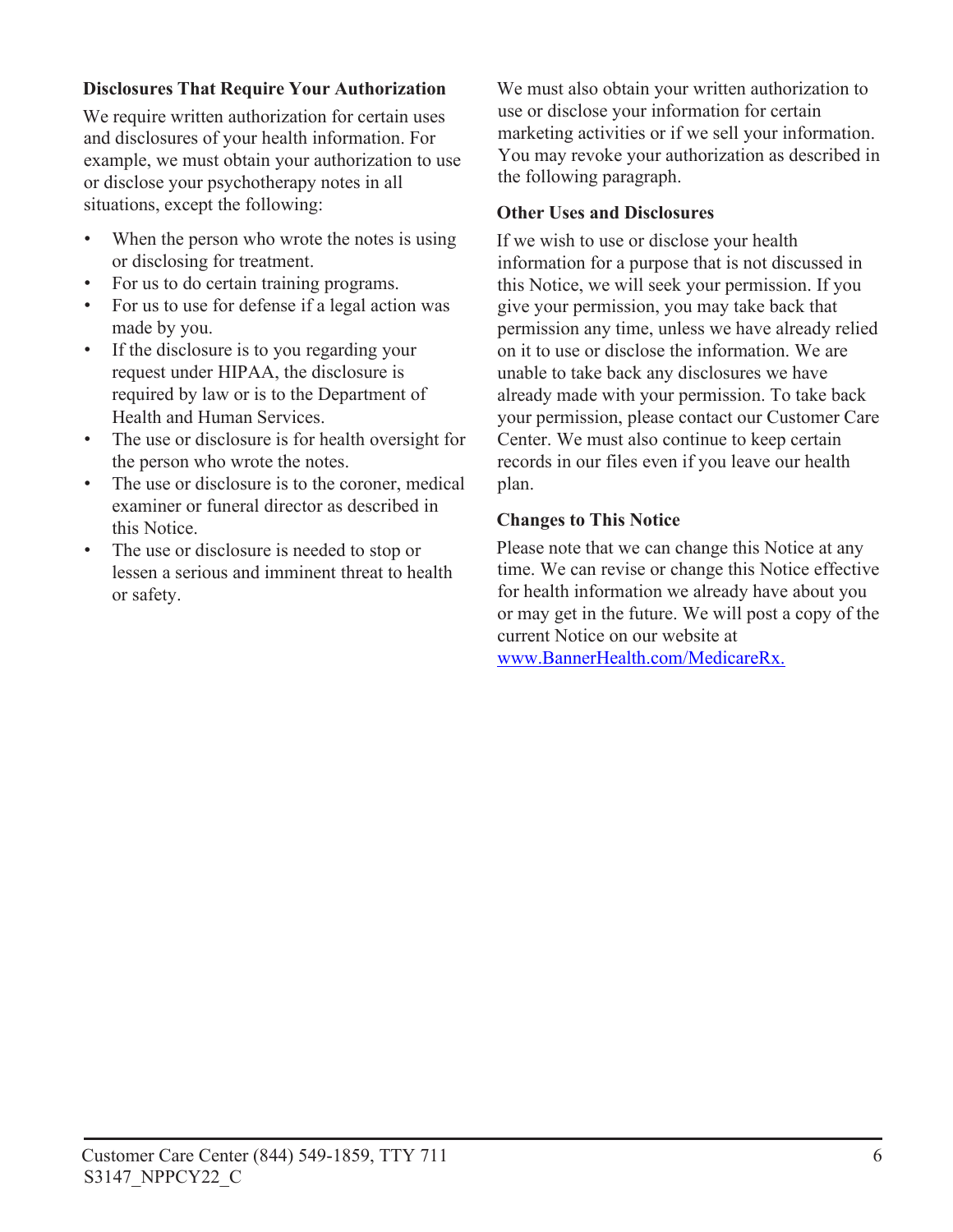### Disclosures That Require Your Authorization

We require written authorization for certain uses and disclosures of your health information. For example, we must obtain your authorization to use or disclose your psychotherapy notes in all situations, except the following:

- When the person who wrote the notes is using or disclosing for treatment.
- For us to do certain training programs.
- For us to use for defense if a legal action was made by you.
- If the disclosure is to you regarding your request under HIPAA, the disclosure is required by law or is to the Department of Health and Human Services.
- The use or disclosure is for health oversight for the person who wrote the notes.
- The use or disclosure is to the coroner, medical examiner or funeral director as described in this Notice.
- The use or disclosure is needed to stop or lessen a serious and imminent threat to health or safety.

We must also obtain your written authorization to use or disclose your information for certain marketing activities or if we sell your information. You may revoke your authorization as described in the following paragraph.

### Other Uses and Disclosures

If we wish to use or disclose your health information for a purpose that is not discussed in this Notice, we will seek your permission. If you give your permission, you may take back that permission any time, unless we have already relied on it to use or disclose the information. We are unable to take back any disclosures we have already made with your permission. To take back your permission, please contact our Customer Care Center. We must also continue to keep certain records in our files even if you leave our health plan.

### Changes to This Notice

Please note that we can change this Notice at any time. We can revise or change this Notice effective for health information we already have about you or may get in the future. We will post a copy of the current Notice on our website at [www.BannerHealth.com/MedicareRx.](http://www.BannerHealth.com/MedicareRx)

Customer Care Center (844) 549-1859, TTY 711
S3147_NPPCY22_C